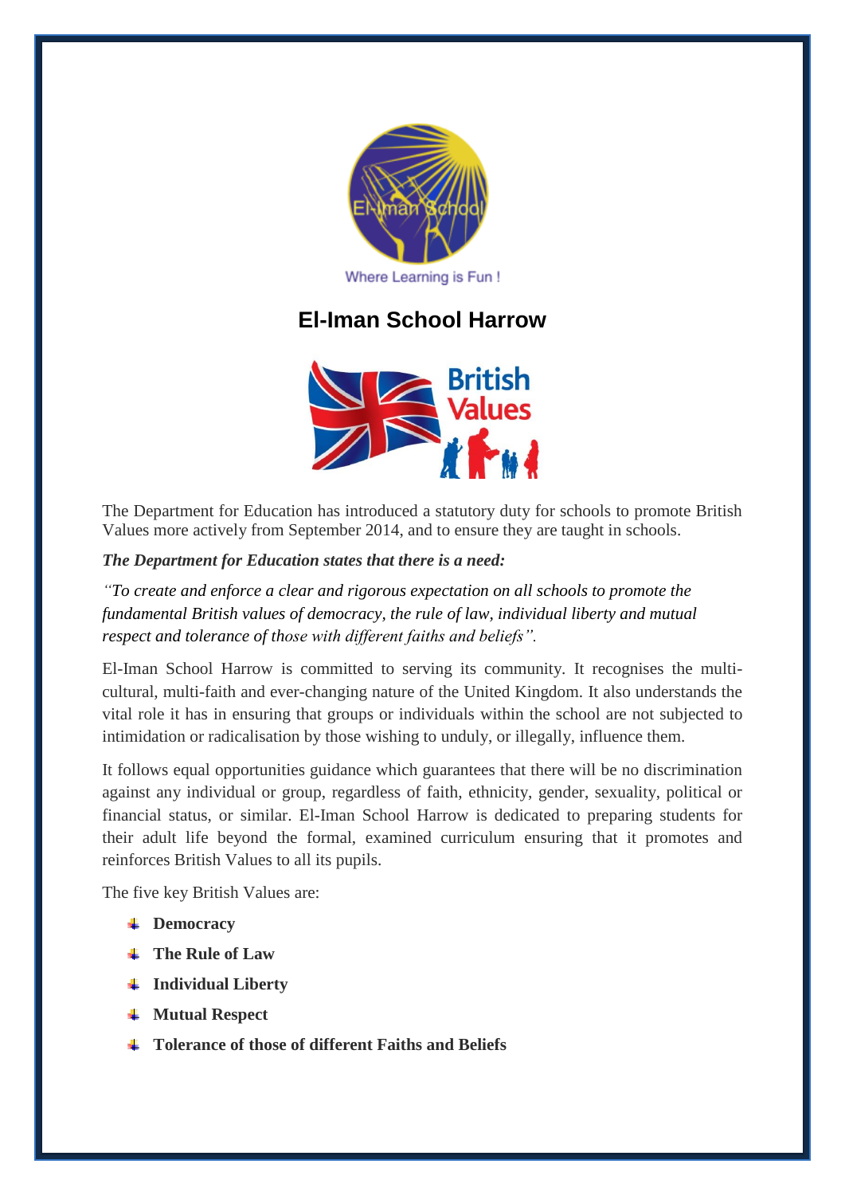Where Learning is Fun !

# El-Iman School Harrow

The Department for Education has introduced a statutory duty for schools to promote British Values more actively from September 2014, and to ensure they are taught in schools.

***The Department for Education states that there is a need:***

*"To create and enforce a clear and rigorous expectation on all schools to promote the fundamental British values of democracy, the rule of law, individual liberty and mutual respect and tolerance of those with different faiths and beliefs".*

El-Iman School Harrow is committed to serving its community. It recognises the multi-cultural, multi-faith and ever-changing nature of the United Kingdom. It also understands the vital role it has in ensuring that groups or individuals within the school are not subjected to intimidation or radicalisation by those wishing to unduly, or illegally, influence them.

It follows equal opportunities guidance which guarantees that there will be no discrimination against any individual or group, regardless of faith, ethnicity, gender, sexuality, political or financial status, or similar. El-Iman School Harrow is dedicated to preparing students for their adult life beyond the formal, examined curriculum ensuring that it promotes and reinforces British Values to all its pupils.

The five key British Values are:

- **Democracy**
- **The Rule of Law**
- **Individual Liberty**
- **Mutual Respect**
- **Tolerance of those of different Faiths and Beliefs**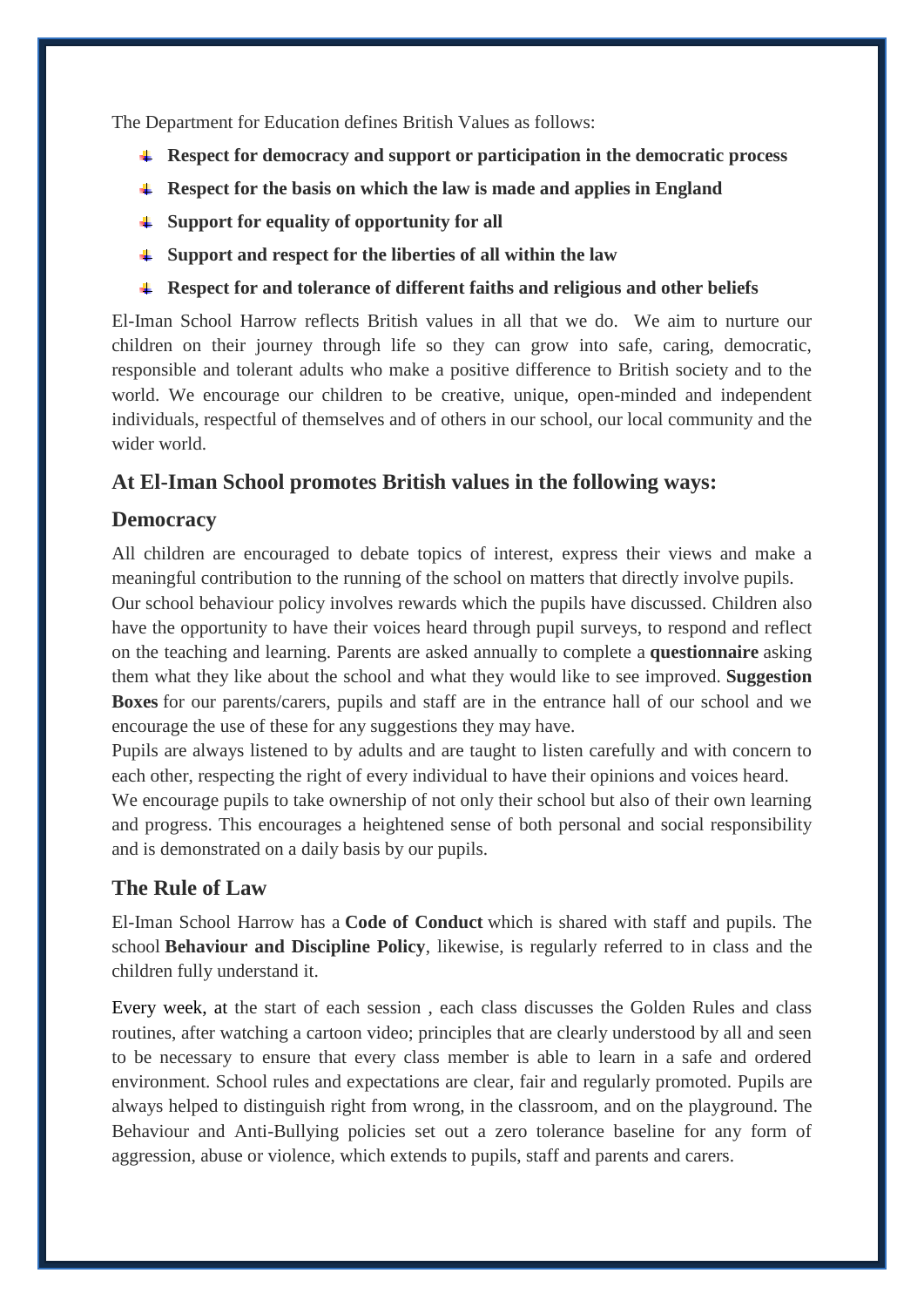The Department for Education defines British Values as follows:

- **Respect for democracy and support or participation in the democratic process**
- **Respect for the basis on which the law is made and applies in England**
- **Support for equality of opportunity for all**
- **Support and respect for the liberties of all within the law**
- **Respect for and tolerance of different faiths and religious and other beliefs**

El-Iman School Harrow reflects British values in all that we do. We aim to nurture our children on their journey through life so they can grow into safe, caring, democratic, responsible and tolerant adults who make a positive difference to British society and to the world. We encourage our children to be creative, unique, open-minded and independent individuals, respectful of themselves and of others in our school, our local community and the wider world.

## At El-Iman School promotes British values in the following ways:

### Democracy

All children are encouraged to debate topics of interest, express their views and make a meaningful contribution to the running of the school on matters that directly involve pupils.
Our school behaviour policy involves rewards which the pupils have discussed. Children also have the opportunity to have their voices heard through pupil surveys, to respond and reflect on the teaching and learning. Parents are asked annually to complete a **questionnaire** asking them what they like about the school and what they would like to see improved. **Suggestion Boxes** for our parents/carers, pupils and staff are in the entrance hall of our school and we encourage the use of these for any suggestions they may have.
Pupils are always listened to by adults and are taught to listen carefully and with concern to each other, respecting the right of every individual to have their opinions and voices heard.
We encourage pupils to take ownership of not only their school but also of their own learning and progress. This encourages a heightened sense of both personal and social responsibility and is demonstrated on a daily basis by our pupils.

### The Rule of Law

El-Iman School Harrow has a **Code of Conduct** which is shared with staff and pupils. The school **Behaviour and Discipline Policy**, likewise, is regularly referred to in class and the children fully understand it.

Every week, at the start of each session , each class discusses the Golden Rules and class routines, after watching a cartoon video; principles that are clearly understood by all and seen to be necessary to ensure that every class member is able to learn in a safe and ordered environment. School rules and expectations are clear, fair and regularly promoted. Pupils are always helped to distinguish right from wrong, in the classroom, and on the playground. The Behaviour and Anti-Bullying policies set out a zero tolerance baseline for any form of aggression, abuse or violence, which extends to pupils, staff and parents and carers.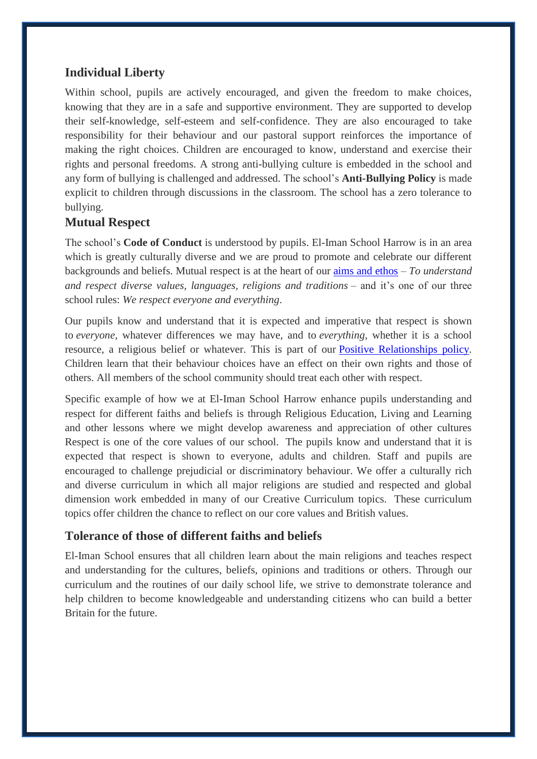## Individual Liberty

Within school, pupils are actively encouraged, and given the freedom to make choices, knowing that they are in a safe and supportive environment. They are supported to develop their self-knowledge, self-esteem and self-confidence. They are also encouraged to take responsibility for their behaviour and our pastoral support reinforces the importance of making the right choices. Children are encouraged to know, understand and exercise their rights and personal freedoms. A strong anti-bullying culture is embedded in the school and any form of bullying is challenged and addressed. The school's **Anti-Bullying Policy** is made explicit to children through discussions in the classroom. The school has a zero tolerance to bullying.

## Mutual Respect

The school's **Code of Conduct** is understood by pupils. El-Iman School Harrow is in an area which is greatly culturally diverse and we are proud to promote and celebrate our different backgrounds and beliefs. Mutual respect is at the heart of our aims and ethos – *To understand and respect diverse values, languages, religions and traditions* – and it's one of our three school rules: *We respect everyone and everything*.

Our pupils know and understand that it is expected and imperative that respect is shown to *everyone*, whatever differences we may have, and to *everything*, whether it is a school resource, a religious belief or whatever. This is part of our Positive Relationships policy. Children learn that their behaviour choices have an effect on their own rights and those of others. All members of the school community should treat each other with respect.

Specific example of how we at El-Iman School Harrow enhance pupils understanding and respect for different faiths and beliefs is through Religious Education, Living and Learning and other lessons where we might develop awareness and appreciation of other cultures Respect is one of the core values of our school. The pupils know and understand that it is expected that respect is shown to everyone, adults and children. Staff and pupils are encouraged to challenge prejudicial or discriminatory behaviour. We offer a culturally rich and diverse curriculum in which all major religions are studied and respected and global dimension work embedded in many of our Creative Curriculum topics. These curriculum topics offer children the chance to reflect on our core values and British values.

## Tolerance of those of different faiths and beliefs

El-Iman School ensures that all children learn about the main religions and teaches respect and understanding for the cultures, beliefs, opinions and traditions or others. Through our curriculum and the routines of our daily school life, we strive to demonstrate tolerance and help children to become knowledgeable and understanding citizens who can build a better Britain for the future.